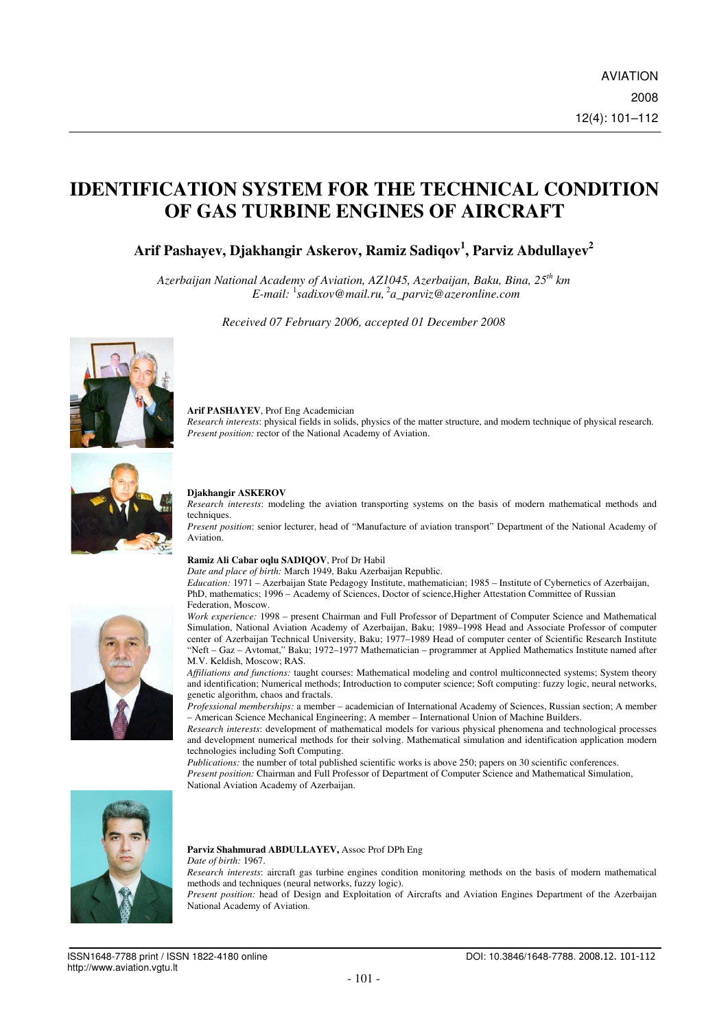# IDENTIFICATION SYSTEM FOR THE TECHNICAL CONDITION OF GAS TURBINE ENGINES OF AIRCRAFT

**Arif Pashayev, Djakhangir Askerov, Ramiz Sadiqov[1], Parviz Abdullayev[2]**

*Azerbaijan National Academy of Aviation, AZ1045, Azerbaijan, Baku, Bina, 25th km*
*E-mail: [1]sadixov@mail.ru, [2]a_parviz@azeronline.com*

*Received 07 February 2006, accepted 01 December 2008*

**Arif PASHAYEV**, Prof Eng Academician
*Research interests*: physical fields in solids, physics of the matter structure, and modern technique of physical research.
*Present position:* rector of the National Academy of Aviation.

**Djakhangir ASKEROV**
*Research interests*: modeling the aviation transporting systems on the basis of modern mathematical methods and techniques.
*Present position*: senior lecturer, head of "Manufacture of aviation transport" Department of the National Academy of Aviation.

**Ramiz Ali Cabar oqlu SADIQOV**, Prof Dr Habil
*Date and place of birth:* March 1949, Baku Azerbaijan Republic.
*Education:* 1971 – Azerbaijan State Pedagogy Institute, mathematician; 1985 – Institute of Cybernetics of Azerbaijan, PhD, mathematics; 1996 – Academy of Sciences, Doctor of science,Higher Attestation Committee of Russian Federation, Moscow.
*Work experience:* 1998 – present Chairman and Full Professor of Department of Computer Science and Mathematical Simulation, National Aviation Academy of Azerbaijan, Baku; 1989–1998 Head and Associate Professor of computer center of Azerbaijan Technical University, Baku; 1977–1989 Head of computer center of Scientific Research Institute "Neft – Gaz – Avtomat," Baku; 1972–1977 Mathematician – programmer at Applied Mathematics Institute named after M.V. Keldish, Moscow; RAS.
*Affiliations and functions:* taught courses: Mathematical modeling and control multiconnected systems; System theory and identification; Numerical methods; Introduction to computer science; Soft computing: fuzzy logic, neural networks, genetic algorithm, chaos and fractals.
*Professional memberships:* a member – academician of International Academy of Sciences, Russian section; A member – American Science Mechanical Engineering; A member – International Union of Machine Builders.
*Research interests*: development of mathematical models for various physical phenomena and technological processes and development numerical methods for their solving. Mathematical simulation and identification application modern technologies including Soft Computing.
*Publications:* the number of total published scientific works is above 250; papers on 30 scientific conferences.
*Present position:* Chairman and Full Professor of Department of Computer Science and Mathematical Simulation, National Aviation Academy of Azerbaijan.

**Parviz Shahmurad ABDULLAYEV,** Assoc Prof DPh Eng
*Date of birth:* 1967.
*Research interests*: aircraft gas turbine engines condition monitoring methods on the basis of modern mathematical methods and techniques (neural networks, fuzzy logic).
*Present position:* head of Design and Exploitation of Aircrafts and Aviation Engines Department of the Azerbaijan National Academy of Aviation.

ISSN1648-7788 print / ISSN 1822-4180 online
http://www.aviation.vgtu.lt

DOI: 10.3846/1648-7788. 2008.12. 101-112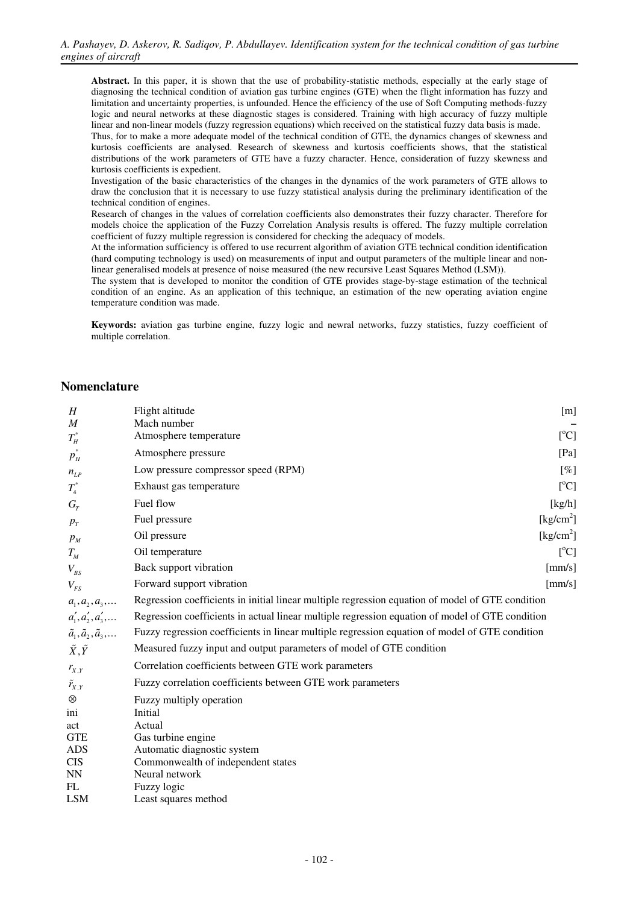**Abstract.** In this paper, it is shown that the use of probability-statistic methods, especially at the early stage of diagnosing the technical condition of aviation gas turbine engines (GTE) when the flight information has fuzzy and limitation and uncertainty properties, is unfounded. Hence the efficiency of the use of Soft Computing methods-fuzzy logic and neural networks at these diagnostic stages is considered. Training with high accuracy of fuzzy multiple linear and non-linear models (fuzzy regression equations) which received on the statistical fuzzy data basis is made.

Thus, for to make a more adequate model of the technical condition of GTE, the dynamics changes of skewness and kurtosis coefficients are analysed. Research of skewness and kurtosis coefficients shows, that the statistical distributions of the work parameters of GTE have a fuzzy character. Hence, consideration of fuzzy skewness and kurtosis coefficients is expedient.

Investigation of the basic characteristics of the changes in the dynamics of the work parameters of GTE allows to draw the conclusion that it is necessary to use fuzzy statistical analysis during the preliminary identification of the technical condition of engines.

Research of changes in the values of correlation coefficients also demonstrates their fuzzy character. Therefore for models choice the application of the Fuzzy Correlation Analysis results is offered. The fuzzy multiple correlation coefficient of fuzzy multiple regression is considered for checking the adequacy of models.

At the information sufficiency is offered to use recurrent algorithm of aviation GTE technical condition identification (hard computing technology is used) on measurements of input and output parameters of the multiple linear and non-linear generalised models at presence of noise measured (the new recursive Least Squares Method (LSM)).

The system that is developed to monitor the condition of GTE provides stage-by-stage estimation of the technical condition of an engine. As an application of this technique, an estimation of the new operating aviation engine temperature condition was made.

**Keywords:** aviation gas turbine engine, fuzzy logic and newral networks, fuzzy statistics, fuzzy coefficient of multiple correlation.

## Nomenclature

| | | |
|---|---|---|
| $H$ | Flight altitude | [m] |
| $M$ | Mach number | – |
| $T_H^*$ | Atmosphere temperature | [°C] |
| $p_H^*$ | Atmosphere pressure | [Pa] |
| $n_{LP}$ | Low pressure compressor speed (RPM) | [%] |
| $T_4^*$ | Exhaust gas temperature | [°C] |
| $G_T$ | Fuel flow | [kg/h] |
| $p_T$ | Fuel pressure | [kg/cm$^2$] |
| $p_M$ | Oil pressure | [kg/cm$^2$] |
| $T_M$ | Oil temperature | [°C] |
| $V_{BS}$ | Back support vibration | [mm/s] |
| $V_{FS}$ | Forward support vibration | [mm/s] |
| $a_1, a_2, a_3, \ldots$ | Regression coefficients in initial linear multiple regression equation of model of GTE condition | |
| $a_1', a_2', a_3', \ldots$ | Regression coefficients in actual linear multiple regression equation of model of GTE condition | |
| $\tilde{a}_1, \tilde{a}_2, \tilde{a}_3, \ldots$ | Fuzzy regression coefficients in linear multiple regression equation of model of GTE condition | |
| $\tilde{X}, \tilde{Y}$ | Measured fuzzy input and output parameters of model of GTE condition | |
| $r_{X,Y}$ | Correlation coefficients between GTE work parameters | |
| $\tilde{r}_{X,Y}$ | Fuzzy correlation coefficients between GTE work parameters | |
| $\otimes$ | Fuzzy multiply operation | |
| ini | Initial | |
| act | Actual | |
| GTE | Gas turbine engine | |
| ADS | Automatic diagnostic system | |
| CIS | Commonwealth of independent states | |
| NN | Neural network | |
| FL | Fuzzy logic | |
| LSM | Least squares method | |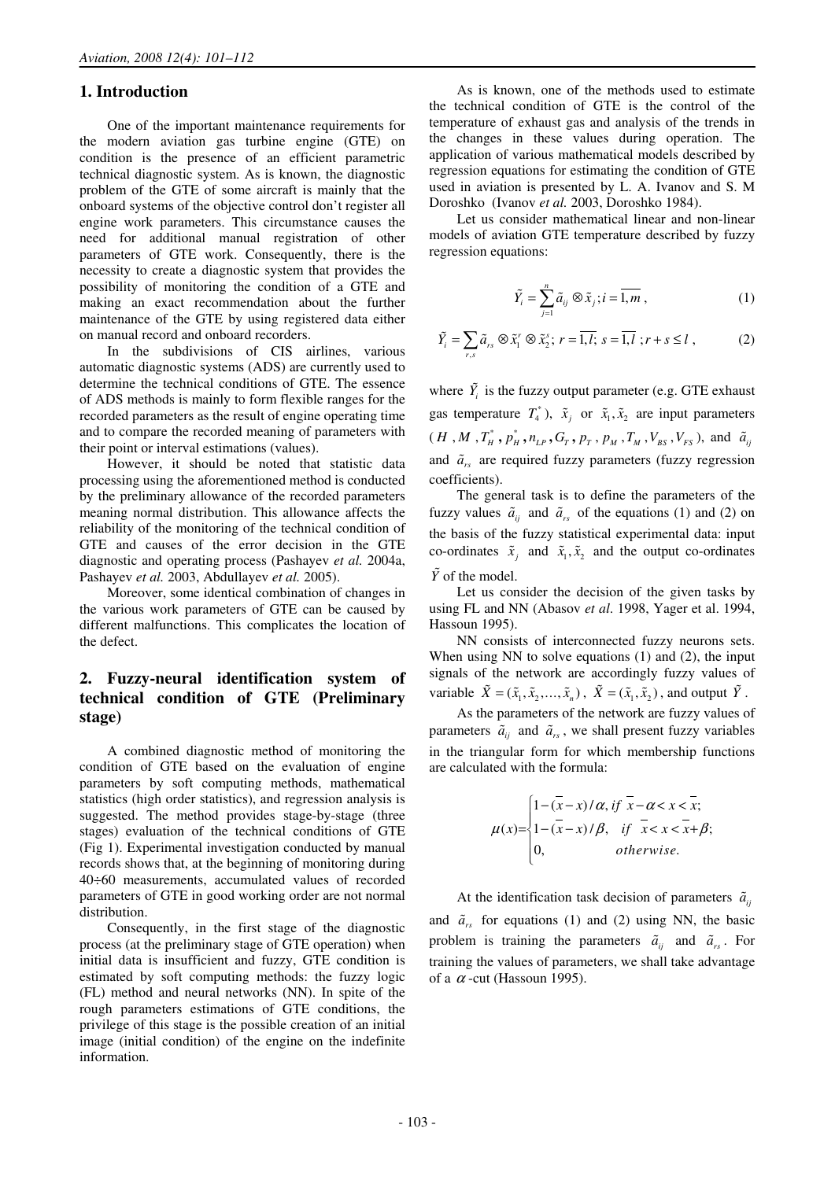## 1. Introduction

One of the important maintenance requirements for the modern aviation gas turbine engine (GTE) on condition is the presence of an efficient parametric technical diagnostic system. As is known, the diagnostic problem of the GTE of some aircraft is mainly that the onboard systems of the objective control don't register all engine work parameters. This circumstance causes the need for additional manual registration of other parameters of GTE work. Consequently, there is the necessity to create a diagnostic system that provides the possibility of monitoring the condition of a GTE and making an exact recommendation about the further maintenance of the GTE by using registered data either on manual record and onboard recorders.

In the subdivisions of CIS airlines, various automatic diagnostic systems (ADS) are currently used to determine the technical conditions of GTE. The essence of ADS methods is mainly to form flexible ranges for the recorded parameters as the result of engine operating time and to compare the recorded meaning of parameters with their point or interval estimations (values).

However, it should be noted that statistic data processing using the aforementioned method is conducted by the preliminary allowance of the recorded parameters meaning normal distribution. This allowance affects the reliability of the monitoring of the technical condition of GTE and causes of the error decision in the GTE diagnostic and operating process (Pashayev *et al.* 2004a, Pashayev *et al.* 2003, Abdullayev *et al.* 2005).

Moreover, some identical combination of changes in the various work parameters of GTE can be caused by different malfunctions. This complicates the location of the defect.

## 2. Fuzzy-neural identification system of technical condition of GTE (Preliminary stage)

A combined diagnostic method of monitoring the condition of GTE based on the evaluation of engine parameters by soft computing methods, mathematical statistics (high order statistics), and regression analysis is suggested. The method provides stage-by-stage (three stages) evaluation of the technical conditions of GTE (Fig 1). Experimental investigation conducted by manual records shows that, at the beginning of monitoring during 40÷60 measurements, accumulated values of recorded parameters of GTE in good working order are not normal distribution.

Consequently, in the first stage of the diagnostic process (at the preliminary stage of GTE operation) when initial data is insufficient and fuzzy, GTE condition is estimated by soft computing methods: the fuzzy logic (FL) method and neural networks (NN). In spite of the rough parameters estimations of GTE conditions, the privilege of this stage is the possible creation of an initial image (initial condition) of the engine on the indefinite information.

As is known, one of the methods used to estimate the technical condition of GTE is the control of the temperature of exhaust gas and analysis of the trends in the changes in these values during operation. The application of various mathematical models described by regression equations for estimating the condition of GTE used in aviation is presented by L. A. Ivanov and S. M Doroshko (Ivanov *et al.* 2003, Doroshko 1984).

Let us consider mathematical linear and non-linear models of aviation GTE temperature described by fuzzy regression equations:

$$\tilde{Y}_i = \sum_{j=1}^{n} \tilde{a}_{ij} \otimes \tilde{x}_j ; i = \overline{1,m}, \tag{1}$$

$$\tilde{Y}_i = \sum_{r,s} \tilde{a}_{rs} \otimes \tilde{x}_1^r \otimes \tilde{x}_2^s ;\ r = \overline{1,l};\ s = \overline{1,l}\ ; r + s \le l\ , \tag{2}$$

where $\tilde{Y}_i$ is the fuzzy output parameter (e.g. GTE exhaust gas temperature $T_4^*$), $\tilde{x}_j$ or $\tilde{x}_1, \tilde{x}_2$ are input parameters ($H$ , $M$ , $T_H^*$ , $p_H^*$ , $n_{LP}$ , $G_T$ , $p_T$ , $p_M$ , $T_M$ , $V_{BS}$ , $V_{FS}$ ), and $\tilde{a}_{ij}$ and $\tilde{a}_{rs}$ are required fuzzy parameters (fuzzy regression coefficients).

The general task is to define the parameters of the fuzzy values $\tilde{a}_{ij}$ and $\tilde{a}_{rs}$ of the equations (1) and (2) on the basis of the fuzzy statistical experimental data: input co-ordinates $\tilde{x}_j$ and $\tilde{x}_1, \tilde{x}_2$ and the output co-ordinates $\tilde{Y}$ of the model.

Let us consider the decision of the given tasks by using FL and NN (Abasov *et al.* 1998, Yager et al. 1994, Hassoun 1995).

NN consists of interconnected fuzzy neurons sets. When using NN to solve equations (1) and (2), the input signals of the network are accordingly fuzzy values of variable $\tilde{X} = (\tilde{x}_1, \tilde{x}_2, \ldots, \tilde{x}_n)$, $\tilde{X} = (\tilde{x}_1, \tilde{x}_2)$, and output $\tilde{Y}$.

As the parameters of the network are fuzzy values of parameters $\tilde{a}_{ij}$ and $\tilde{a}_{rs}$, we shall present fuzzy variables in the triangular form for which membership functions are calculated with the formula:

$$\mu(x) = \begin{cases} 1 - (\overline{x} - x)/\alpha, & if\ \overline{x} - \alpha < x < \overline{x}; \\ 1 - (\overline{x} - x)/\beta, & if\ \ \overline{x} < x < \overline{x} + \beta; \\ 0, & otherwise. \end{cases}$$

At the identification task decision of parameters $\tilde{a}_{ij}$ and $\tilde{a}_{rs}$ for equations (1) and (2) using NN, the basic problem is training the parameters $\tilde{a}_{ij}$ and $\tilde{a}_{rs}$. For training the values of parameters, we shall take advantage of a $\alpha$-cut (Hassoun 1995).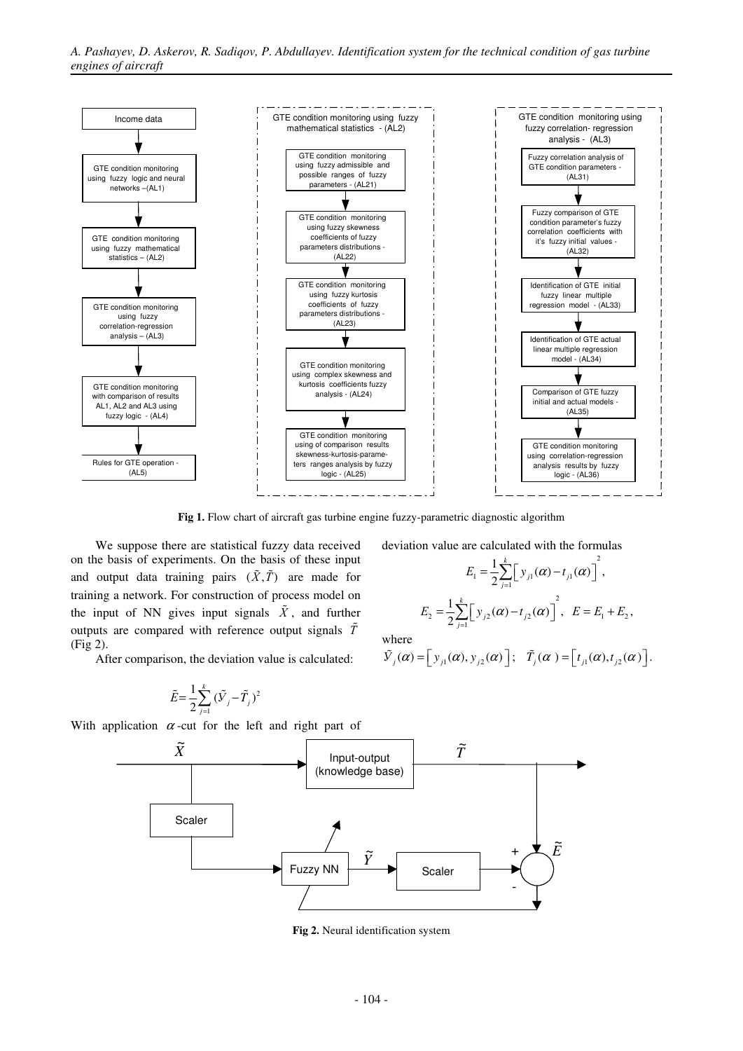**Fig 1.** Flow chart of aircraft gas turbine engine fuzzy-parametric diagnostic algorithm

We suppose there are statistical fuzzy data received on the basis of experiments. On the basis of these input and output data training pairs $(\tilde{X}, \tilde{T})$ are made for training a network. For construction of process model on the input of NN gives input signals $\tilde{X}$, and further outputs are compared with reference output signals $\tilde{T}$ (Fig 2).

After comparison, the deviation value is calculated:

$$\tilde{E} = \frac{1}{2}\sum_{j=1}^{k}(\tilde{Y}_j - \tilde{T}_j)^2$$

With application $\alpha$-cut for the left and right part of deviation value are calculated with the formulas

$$E_1 = \frac{1}{2}\sum_{j=1}^{k}\left[y_{j1}(\alpha) - t_{j1}(\alpha)\right]^2,$$

$$E_2 = \frac{1}{2}\sum_{j=1}^{k}\left[y_{j2}(\alpha) - t_{j2}(\alpha)\right]^2, \quad E = E_1 + E_2,$$

where

$\tilde{Y}_j(\alpha) = \left[y_{j1}(\alpha), y_{j2}(\alpha)\right]; \quad \tilde{T}_j(\alpha) = \left[t_{j1}(\alpha), t_{j2}(\alpha)\right].$

**Fig 2.** Neural identification system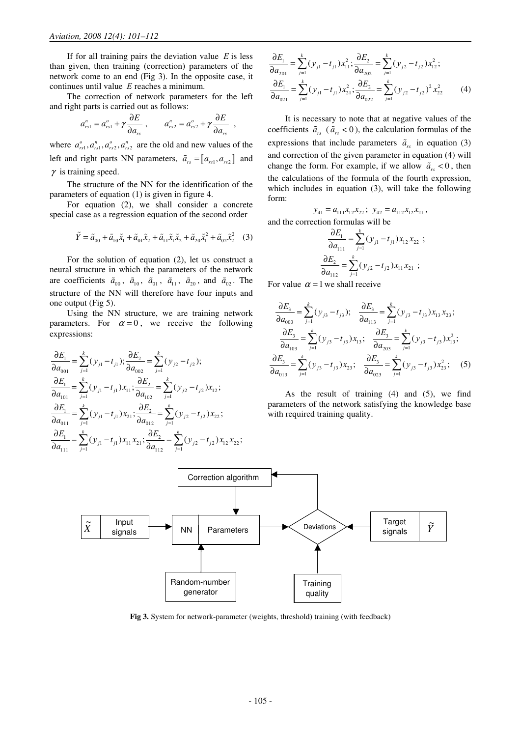If for all training pairs the deviation value $E$ is less than given, then training (correction) parameters of the network come to an end (Fig 3). In the opposite case, it continues until value $E$ reaches a minimum.

The correction of network parameters for the left and right parts is carried out as follows:

$$a_{rs1}^{n} = a_{rs1}^{o} + \gamma \frac{\partial E}{\partial a_{rs}}, \qquad a_{rs2}^{n} = a_{rs2}^{o} + \gamma \frac{\partial E}{\partial a_{rs}},$$

where $a_{rs1}^{o}, a_{rs1}^{n}, a_{rs2}^{o}, a_{rs2}^{n}$ are the old and new values of the left and right parts NN parameters, $\tilde{a}_{rs} = [a_{rs1}, a_{rs2}]$ and $\gamma$ is training speed.

The structure of the NN for the identification of the parameters of equation (1) is given in figure 4.

For equation (2), we shall consider a concrete special case as a regression equation of the second order

$$\tilde{Y} = \tilde{a}_{00} + \tilde{a}_{10}\tilde{x}_1 + \tilde{a}_{01}\tilde{x}_2 + \tilde{a}_{11}\tilde{x}_1\tilde{x}_2 + \tilde{a}_{20}\tilde{x}_1^2 + \tilde{a}_{02}\tilde{x}_2^2 \quad (3)$$

For the solution of equation (2), let us construct a neural structure in which the parameters of the network are coefficients $\tilde{a}_{00}$, $\tilde{a}_{10}$, $\tilde{a}_{01}$, $\tilde{a}_{11}$, $\tilde{a}_{20}$, and $\tilde{a}_{02}$. The structure of the NN will therefore have four inputs and one output (Fig 5).

Using the NN structure, we are training network parameters. For $\alpha = 0$, we receive the following expressions:

$$\frac{\partial E_1}{\partial a_{001}} = \sum_{j=1}^{k}(y_{j1} - t_{j1}); \frac{\partial E_2}{\partial a_{002}} = \sum_{j=1}^{k}(y_{j2} - t_{j2});$$
$$\frac{\partial E_1}{\partial a_{101}} = \sum_{j=1}^{k}(y_{j1} - t_{j1})x_{11}; \frac{\partial E_2}{\partial a_{102}} = \sum_{j=1}^{k}(y_{j2} - t_{j2})x_{12};$$
$$\frac{\partial E_1}{\partial a_{011}} = \sum_{j=1}^{k}(y_{j1} - t_{j1})x_{21}; \frac{\partial E_2}{\partial a_{012}} = \sum_{j=1}^{k}(y_{j2} - t_{j2})x_{22};$$
$$\frac{\partial E_1}{\partial a_{111}} = \sum_{j=1}^{k}(y_{j1} - t_{j1})x_{11}x_{21}; \frac{\partial E_2}{\partial a_{112}} = \sum_{j=1}^{k}(y_{j2} - t_{j2})x_{12}x_{22};$$
$$\frac{\partial E_1}{\partial a_{201}} = \sum_{j=1}^{k}(y_{j1} - t_{j1})x_{11}^2; \frac{\partial E_2}{\partial a_{202}} = \sum_{j=1}^{k}(y_{j2} - t_{j2})x_{12}^2;$$
$$\frac{\partial E_1}{\partial a_{021}} = \sum_{j=1}^{k}(y_{j1} - t_{j1})x_{21}^2; \frac{\partial E_2}{\partial a_{022}} = \sum_{j=1}^{k}(y_{j2} - t_{j2})^2 x_{22}^2 \quad (4)$$

It is necessary to note that at negative values of the coefficients $\tilde{a}_{rs}$ ($\tilde{a}_{rs} < 0$), the calculation formulas of the expressions that include parameters $\tilde{a}_{rs}$ in equation (3) and correction of the given parameter in equation (4) will change the form. For example, if we allow $\tilde{a}_{rs} < 0$, then the calculations of the formula of the fourth expression, which includes in equation (3), will take the following form:

$$y_{41} = a_{111}x_{12}x_{22}; \; y_{42} = a_{112}x_{12}x_{21},$$

and the correction formulas will be

$$\frac{\partial E_1}{\partial a_{111}} = \sum_{j=1}^{k}(y_{j1} - t_{j1})x_{12}x_{22};$$
$$\frac{\partial E_2}{\partial a_{112}} = \sum_{j=1}^{k}(y_{j2} - t_{j2})x_{11}x_{21};$$

For value $\alpha = 1$ we shall receive

$$\frac{\partial E_3}{\partial a_{003}} = \sum_{j=1}^{k}(y_{j3} - t_{j3}); \quad \frac{\partial E_3}{\partial a_{113}} = \sum_{j=1}^{k}(y_{j3} - t_{j3})x_{13}x_{23};$$
$$\frac{\partial E_3}{\partial a_{103}} = \sum_{j=1}^{k}(y_{j3} - t_{j3})x_{13}; \quad \frac{\partial E_3}{\partial a_{203}} = \sum_{j=1}^{k}(y_{j3} - t_{j3})x_{13}^2;$$
$$\frac{\partial E_3}{\partial a_{013}} = \sum_{j=1}^{k}(y_{j3} - t_{j3})x_{23}; \quad \frac{\partial E_3}{\partial a_{023}} = \sum_{j=1}^{k}(y_{j3} - t_{j3})x_{23}^2; \quad (5)$$

As the result of training (4) and (5), we find parameters of the network satisfying the knowledge base with required training quality.

**Fig 3.** System for network-parameter (weights, threshold) training (with feedback)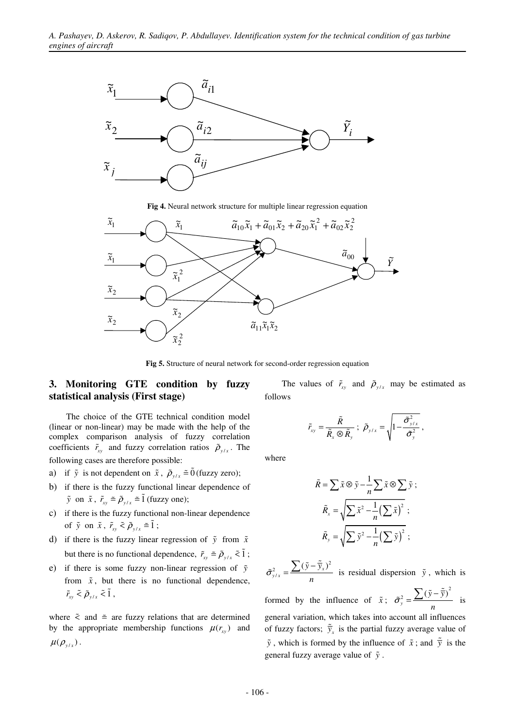**Fig 4.** Neural network structure for multiple linear regression equation

**Fig 5.** Structure of neural network for second-order regression equation

## 3. Monitoring GTE condition by fuzzy statistical analysis (First stage)

The choice of the GTE technical condition model (linear or non-linear) may be made with the help of the complex comparison analysis of fuzzy correlation coefficients $\tilde{r}_{xy}$ and fuzzy correlation ratios $\tilde{\rho}_{y/x}$. The following cases are therefore possible:

a) if $\tilde{y}$ is not dependent on $\tilde{x}$, $\tilde{\rho}_{y/x} \doteq \tilde{0}$ (fuzzy zero);

b) if there is the fuzzy functional linear dependence of $\tilde{y}$ on $\tilde{x}$, $\tilde{r}_{xy} \doteq \tilde{\rho}_{y/x} \doteq \tilde{1}$ (fuzzy one);

c) if there is the fuzzy functional non-linear dependence of $\tilde{y}$ on $\tilde{x}$, $\tilde{r}_{xy} \lesssim \tilde{\rho}_{y/x} \doteq \tilde{1}$;

d) if there is the fuzzy linear regression of $\tilde{y}$ from $\tilde{x}$ but there is no functional dependence, $\tilde{r}_{xy} \doteq \tilde{\rho}_{y/x} \lesssim \tilde{1}$;

e) if there is some fuzzy non-linear regression of $\tilde{y}$ from $\tilde{x}$, but there is no functional dependence, $\tilde{r}_{xy} \lesssim \tilde{\rho}_{y/x} \lesssim \tilde{1}$,

where $\lesssim$ and $\doteq$ are fuzzy relations that are determined by the appropriate membership functions $\mu(r_{xy})$ and $\mu(\rho_{y/x})$.

The values of $\tilde{r}_{xy}$ and $\tilde{\rho}_{y/x}$ may be estimated as follows

$$\tilde{r}_{xy} = \frac{\tilde{R}}{\tilde{R}_x \otimes \tilde{R}_y}; \quad \tilde{\rho}_{y/x} = \sqrt{1 - \frac{\tilde{\sigma}^2_{y/x}}{\tilde{\sigma}^2_y}},$$

where

$$\tilde{R} = \sum \tilde{x} \otimes \tilde{y} - \frac{1}{n} \sum \tilde{x} \otimes \sum \tilde{y};$$

$$\tilde{R}_x = \sqrt{\sum \tilde{x}^2 - \frac{1}{n}\left(\sum \tilde{x}\right)^2};$$

$$\tilde{R}_y = \sqrt{\sum \tilde{y}^2 - \frac{1}{n}\left(\sum \tilde{y}\right)^2};$$

$\tilde{\sigma}^2_{y/x} = \dfrac{\sum (\tilde{y} - \bar{\tilde{y}}_x)^2}{n}$ is residual dispersion $\tilde{y}$, which is formed by the influence of $\tilde{x}$; $\tilde{\sigma}^2_y = \dfrac{\sum (\tilde{y} - \bar{\tilde{y}})^2}{n}$ is general variation, which takes into account all influences of fuzzy factors; $\bar{\tilde{y}}_x$ is the partial fuzzy average value of $\tilde{y}$, which is formed by the influence of $\tilde{x}$; and $\bar{\tilde{y}}$ is the general fuzzy average value of $\tilde{y}$.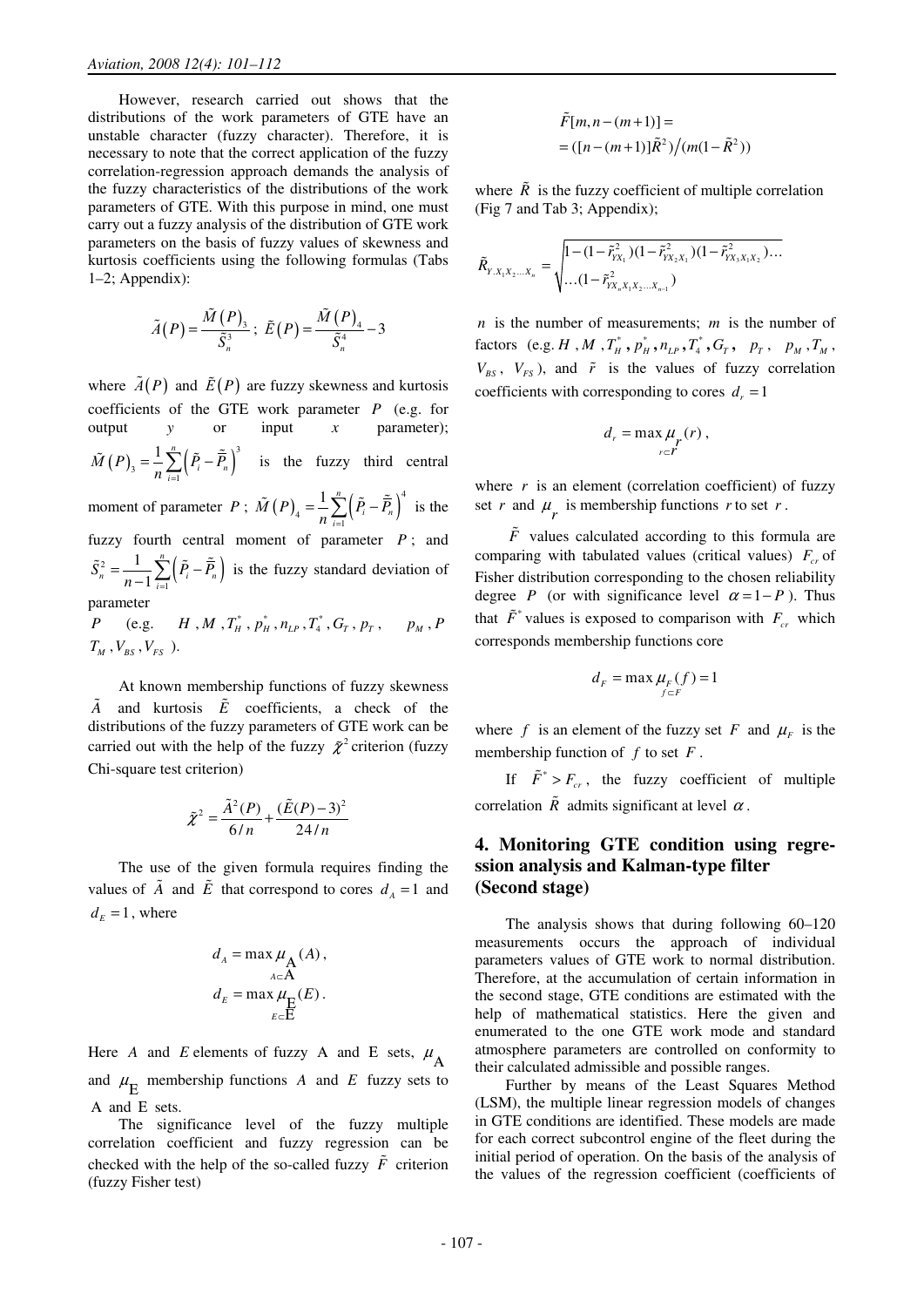However, research carried out shows that the distributions of the work parameters of GTE have an unstable character (fuzzy character). Therefore, it is necessary to note that the correct application of the fuzzy correlation-regression approach demands the analysis of the fuzzy characteristics of the distributions of the work parameters of GTE. With this purpose in mind, one must carry out a fuzzy analysis of the distribution of GTE work parameters on the basis of fuzzy values of skewness and kurtosis coefficients using the following formulas (Tabs 1–2; Appendix):

$$\tilde{A}(P) = \frac{\tilde{M}(P)_3}{\tilde{S}_n^3}; \; \tilde{E}(P) = \frac{\tilde{M}(P)_4}{\tilde{S}_n^4} - 3$$

where $\tilde{A}(P)$ and $\tilde{E}(P)$ are fuzzy skewness and kurtosis coefficients of the GTE work parameter $P$ (e.g. for output $y$ or input $x$ parameter); $\tilde{M}(P)_3 = \frac{1}{n}\sum_{i=1}^{n}\left(\tilde{P}_i - \tilde{\bar{P}}_n\right)^3$ is the fuzzy third central moment of parameter $P$; $\tilde{M}(P)_4 = \frac{1}{n}\sum_{i=1}^{n}\left(\tilde{P}_i - \tilde{\bar{P}}_n\right)^4$ is the fuzzy fourth central moment of parameter $P$; and $\tilde{S}_n^2 = \frac{1}{n-1}\sum_{i=1}^{n}\left(\tilde{P}_i - \tilde{\bar{P}}_n\right)$ is the fuzzy standard deviation of parameter $P$ (e.g. $H$, $M$, $T_H^*$, $p_H^*$, $n_{LP}$, $T_4^*$, $G_T$, $p_T$, $p_M$, $P$ $T_M$, $V_{BS}$, $V_{FS}$ ).

At known membership functions of fuzzy skewness $\tilde{A}$ and kurtosis $\tilde{E}$ coefficients, a check of the distributions of the fuzzy parameters of GTE work can be carried out with the help of the fuzzy $\tilde{\chi}^2$ criterion (fuzzy Chi-square test criterion)

$$\tilde{\chi}^2 = \frac{\tilde{A}^2(P)}{6/n} + \frac{(\tilde{E}(P)-3)^2}{24/n}$$

The use of the given formula requires finding the values of $\tilde{A}$ and $\tilde{E}$ that correspond to cores $d_A = 1$ and $d_E = 1$, where

$$d_A = \max_{A \subset \mathrm{A}} \mu_{\mathrm{A}}(A),$$

$$d_E = \max_{E \subset \mathrm{E}} \mu_{\mathrm{E}}(E).$$

Here $A$ and $E$ elements of fuzzy A and E sets, $\mu_{\mathrm{A}}$ and $\mu_{\mathrm{E}}$ membership functions $A$ and $E$ fuzzy sets to A and E sets.

The significance level of the fuzzy multiple correlation coefficient and fuzzy regression can be checked with the help of the so-called fuzzy $\tilde{F}$ criterion (fuzzy Fisher test)

$$\tilde{F}[m, n-(m+1)] = \\ = ([n-(m+1)]\tilde{R}^2) / (m(1-\tilde{R}^2))$$

where $\tilde{R}$ is the fuzzy coefficient of multiple correlation (Fig 7 and Tab 3; Appendix);

$$\tilde{R}_{Y.X_1X_2...X_n} = \sqrt{\begin{matrix} 1-(1-\tilde{r}^2_{YX_1})(1-\tilde{r}^2_{YX_2X_1})(1-\tilde{r}^2_{YX_3X_1X_2})\ldots \\ \ldots(1-\tilde{r}^2_{YX_nX_1X_2...X_{n-1}}) \end{matrix}}$$

$n$ is the number of measurements; $m$ is the number of factors (e.g. $H$, $M$, $T_H^*$, $p_H^*$, $n_{LP}$, $T_4^*$, $G_T$, $p_T$, $p_M$, $T_M$, $V_{BS}$, $V_{FS}$), and $\tilde{r}$ is the values of fuzzy correlation coefficients with corresponding to cores $d_r = 1$

$$d_r = \max_{r \subset \mathbf{r}} \mu_{\mathbf{r}}(r),$$

where $r$ is an element (correlation coefficient) of fuzzy set $r$ and $\mu_r$ is membership functions $r$ to set $r$.

$\tilde{F}$ values calculated according to this formula are comparing with tabulated values (critical values) $F_{cr}$ of Fisher distribution corresponding to the chosen reliability degree $P$ (or with significance level $\alpha = 1-P$ ). Thus that $\tilde{F}^*$ values is exposed to comparison with $F_{cr}$ which corresponds membership functions core

$$d_F = \max_{f \subset F} \mu_F(f) = 1$$

where $f$ is an element of the fuzzy set $F$ and $\mu_F$ is the membership function of $f$ to set $F$.

If $\tilde{F}^* > F_{cr}$, the fuzzy coefficient of multiple correlation $\tilde{R}$ admits significant at level $\alpha$.

## 4. Monitoring GTE condition using regression analysis and Kalman-type filter (Second stage)

The analysis shows that during following 60–120 measurements occurs the approach of individual parameters values of GTE work to normal distribution. Therefore, at the accumulation of certain information in the second stage, GTE conditions are estimated with the help of mathematical statistics. Here the given and enumerated to the one GTE work mode and standard atmosphere parameters are controlled on conformity to their calculated admissible and possible ranges.

Further by means of the Least Squares Method (LSM), the multiple linear regression models of changes in GTE conditions are identified. These models are made for each correct subcontrol engine of the fleet during the initial period of operation. On the basis of the analysis of the values of the regression coefficient (coefficients of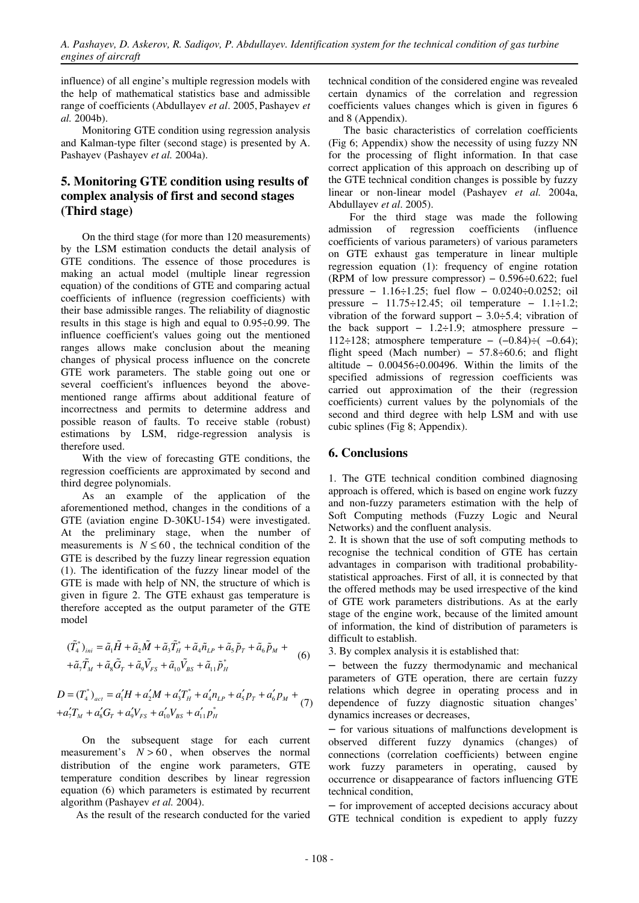influence) of all engine's multiple regression models with the help of mathematical statistics base and admissible range of coefficients (Abdullayev *et al*. 2005, Pashayev *et al.* 2004b).

Monitoring GTE condition using regression analysis and Kalman-type filter (second stage) is presented by A. Pashayev (Pashayev *et al.* 2004a).

## 5. Monitoring GTE condition using results of complex analysis of first and second stages (Third stage)

On the third stage (for more than 120 measurements) by the LSM estimation conducts the detail analysis of GTE conditions. The essence of those procedures is making an actual model (multiple linear regression equation) of the conditions of GTE and comparing actual coefficients of influence (regression coefficients) with their base admissible ranges. The reliability of diagnostic results in this stage is high and equal to 0.95÷0.99. The influence coefficient's values going out the mentioned ranges allows make conclusion about the meaning changes of physical process influence on the concrete GTE work parameters. The stable going out one or several coefficient's influences beyond the above-mentioned range affirms about additional feature of incorrectness and permits to determine address and possible reason of faults. To receive stable (robust) estimations by LSM, ridge-regression analysis is therefore used.

With the view of forecasting GTE conditions, the regression coefficients are approximated by second and third degree polynomials.

As an example of the application of the aforementioned method, changes in the conditions of a GTE (aviation engine D-30KU-154) were investigated. At the preliminary stage, when the number of measurements is $N \le 60$, the technical condition of the GTE is described by the fuzzy linear regression equation (1). The identification of the fuzzy linear model of the GTE is made with help of NN, the structure of which is given in figure 2. The GTE exhaust gas temperature is therefore accepted as the output parameter of the GTE model

$$(\tilde{T}_4^*)_{ini} = \tilde{a}_1 \tilde{H} + \tilde{a}_2 \tilde{M} + \tilde{a}_3 \tilde{T}_H^* + \tilde{a}_4 \tilde{n}_{LP} + \tilde{a}_5 \tilde{p}_T + \tilde{a}_6 \tilde{p}_M + \tilde{a}_7 \tilde{T}_M + \tilde{a}_8 \tilde{G}_T + \tilde{a}_9 \tilde{V}_{FS} + \tilde{a}_{10} \tilde{V}_{BS} + \tilde{a}_{11} \tilde{p}_H^* \quad (6)$$

$$D = (T_4^*)_{act} = a_1' H + a_2' M + a_3' T_H^* + a_4' n_{LP} + a_5' p_T + a_6' p_M + a_7' T_M + a_8' G_T + a_9' V_{FS} + a_{10}' V_{BS} + a_{11}' p_H^* \quad (7)$$

On the subsequent stage for each current measurement's $N > 60$, when observes the normal distribution of the engine work parameters, GTE temperature condition describes by linear regression equation (6) which parameters is estimated by recurrent algorithm (Pashayev *et al.* 2004).

As the result of the research conducted for the varied technical condition of the considered engine was revealed certain dynamics of the correlation and regression coefficients values changes which is given in figures 6 and 8 (Appendix).

The basic characteristics of correlation coefficients (Fig 6; Appendix) show the necessity of using fuzzy NN for the processing of flight information. In that case correct application of this approach on describing up of the GTE technical condition changes is possible by fuzzy linear or non-linear model (Pashayev *et al.* 2004a, Abdullayev *et al*. 2005).

For the third stage was made the following admission of regression coefficients (influence coefficients of various parameters) of various parameters on GTE exhaust gas temperature in linear multiple regression equation (1): frequency of engine rotation (RPM of low pressure compressor) − 0.596÷0.622; fuel pressure − 1.16÷1.25; fuel flow − 0.0240÷0.0252; oil pressure − 11.75÷12.45; oil temperature − 1.1÷1.2; vibration of the forward support − 3.0÷5.4; vibration of the back support − 1.2÷1.9; atmosphere pressure − 112÷128; atmosphere temperature − (−0.84)÷( −0.64); flight speed (Mach number) − 57.8÷60.6; and flight altitude − 0.00456÷0.00496. Within the limits of the specified admissions of regression coefficients was carried out approximation of the their (regression coefficients) current values by the polynomials of the second and third degree with help LSM and with use cubic splines (Fig 8; Appendix).

## 6. Conclusions

1. The GTE technical condition combined diagnosing approach is offered, which is based on engine work fuzzy and non-fuzzy parameters estimation with the help of Soft Computing methods (Fuzzy Logic and Neural Networks) and the confluent analysis.

2. It is shown that the use of soft computing methods to recognise the technical condition of GTE has certain advantages in comparison with traditional probability-statistical approaches. First of all, it is connected by that the offered methods may be used irrespective of the kind of GTE work parameters distributions. As at the early stage of the engine work, because of the limited amount of information, the kind of distribution of parameters is difficult to establish.

3. By complex analysis it is established that:

− between the fuzzy thermodynamic and mechanical parameters of GTE operation, there are certain fuzzy relations which degree in operating process and in dependence of fuzzy diagnostic situation changes' dynamics increases or decreases,

− for various situations of malfunctions development is observed different fuzzy dynamics (changes) of connections (correlation coefficients) between engine work fuzzy parameters in operating, caused by occurrence or disappearance of factors influencing GTE technical condition,

− for improvement of accepted decisions accuracy about GTE technical condition is expedient to apply fuzzy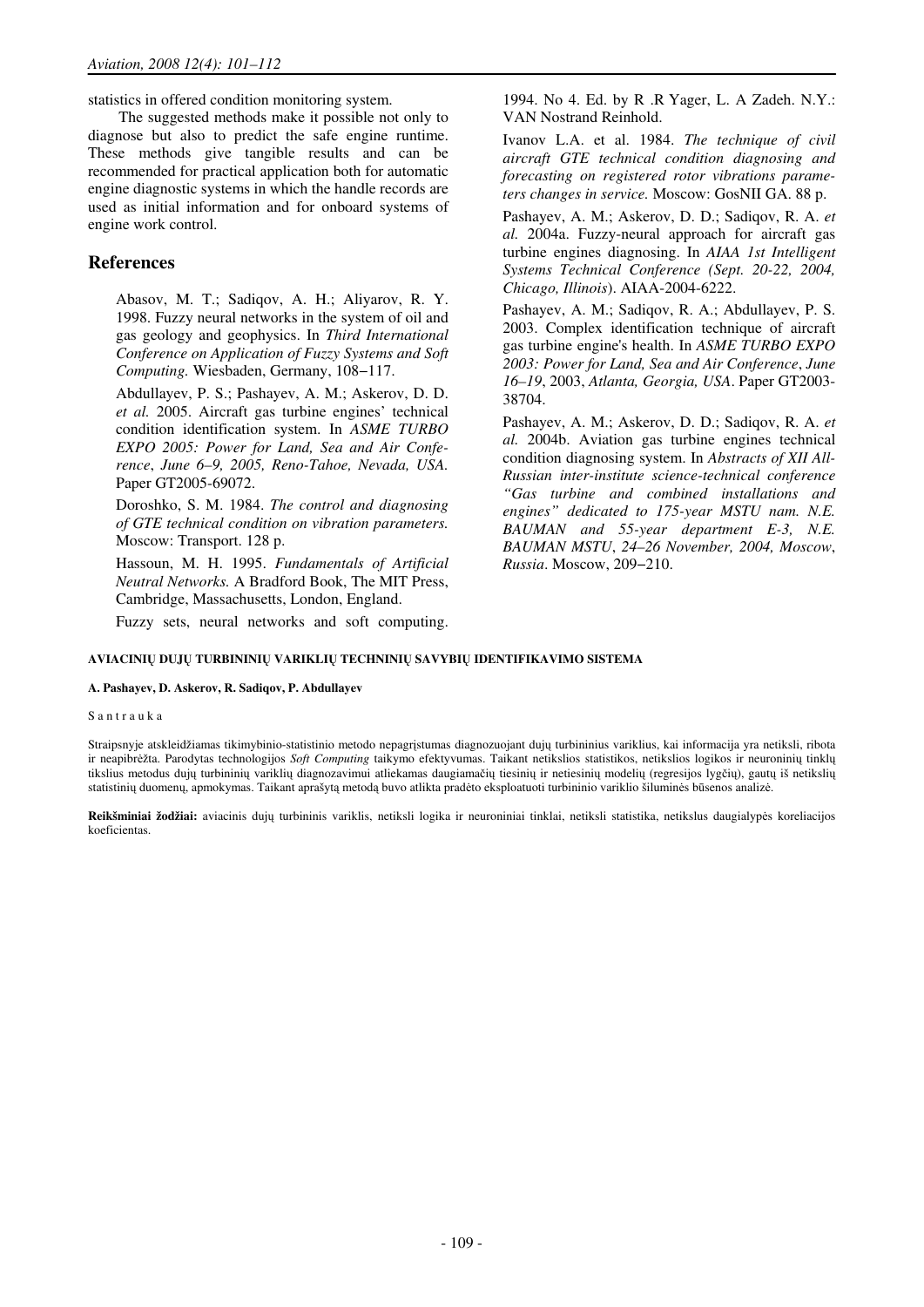statistics in offered condition monitoring system.

The suggested methods make it possible not only to diagnose but also to predict the safe engine runtime. These methods give tangible results and can be recommended for practical application both for automatic engine diagnostic systems in which the handle records are used as initial information and for onboard systems of engine work control.

## References

Abasov, M. T.; Sadiqov, A. H.; Aliyarov, R. Y. 1998. Fuzzy neural networks in the system of oil and gas geology and geophysics. In *Third International Conference on Application of Fuzzy Systems and Soft Computing.* Wiesbaden, Germany, 108–117.

Abdullayev, P. S.; Pashayev, A. M.; Askerov, D. D. *et al.* 2005. Aircraft gas turbine engines' technical condition identification system. In *ASME TURBO EXPO 2005: Power for Land, Sea and Air Conference*, *June 6–9, 2005, Reno-Tahoe, Nevada, USA.* Paper GT2005-69072.

Doroshko, S. M. 1984. *The control and diagnosing of GTE technical condition on vibration parameters.* Moscow: Transport. 128 p.

Hassoun, M. H. 1995. *Fundamentals of Artificial Neutral Networks.* A Bradford Book, The MIT Press, Cambridge, Massachusetts, London, England.

Fuzzy sets, neural networks and soft computing. 1994. No 4. Ed. by R .R Yager, L. A Zadeh. N.Y.: VAN Nostrand Reinhold.

Ivanov L.A. et al. 1984. *The technique of civil aircraft GTE technical condition diagnosing and forecasting on registered rotor vibrations parameters changes in service.* Moscow: GosNII GA. 88 p.

Pashayev, A. M.; Askerov, D. D.; Sadiqov, R. A. *et al.* 2004a. Fuzzy-neural approach for aircraft gas turbine engines diagnosing. In *AIAA 1st Intelligent Systems Technical Conference (Sept. 20-22, 2004, Chicago, Illinois*). AIAA-2004-6222.

Pashayev, A. M.; Sadiqov, R. A.; Abdullayev, P. S. 2003. Complex identification technique of aircraft gas turbine engine's health. In *ASME TURBO EXPO 2003: Power for Land, Sea and Air Conference*, *June 16–19*, 2003, *Atlanta, Georgia, USA*. Paper GT2003-38704.

Pashayev, A. M.; Askerov, D. D.; Sadiqov, R. A. *et al.* 2004b. Aviation gas turbine engines technical condition diagnosing system. In *Abstracts of XII All-Russian inter-institute science-technical conference "Gas turbine and combined installations and engines" dedicated to 175-year MSTU nam. N.E. BAUMAN and 55-year department E-3, N.E. BAUMAN MSTU*, *24–26 November, 2004, Moscow*, *Russia*. Moscow, 209–210.

**AVIACINIŲ DUJŲ TURBININIŲ VARIKLIŲ TECHNINIŲ SAVYBIŲ IDENTIFIKAVIMO SISTEMA**

**A. Pashayev, D. Askerov, R. Sadiqov, P. Abdullayev**

S a n t r a u k a

Straipsnyje atskleidžiamas tikimybinio-statistinio metodo nepagrįstumas diagnozuojant dujų turbininius variklius, kai informacija yra netiksli, ribota ir neapibrėžta. Parodytas technologijos *Soft Computing* taikymo efektyvumas. Taikant netikslios statistikos, netikslios logikos ir neuroninių tinklų tikslius metodus dujų turbininių variklių diagnozavimui atliekamas daugiamačių tiesinių ir netiesinių modelių (regresijos lygčių), gautų iš netikslių statistinių duomenų, apmokymas. Taikant aprašytą metodą buvo atlikta pradėto eksploatuoti turbininio variklio šiluminės būsenos analizė.

**Reikšminiai žodžiai:** aviacinis dujų turbininis variklis, netiksli logika ir neuroniniai tinklai, netiksli statistika, netikslus daugialypės koreliacijos koeficientas.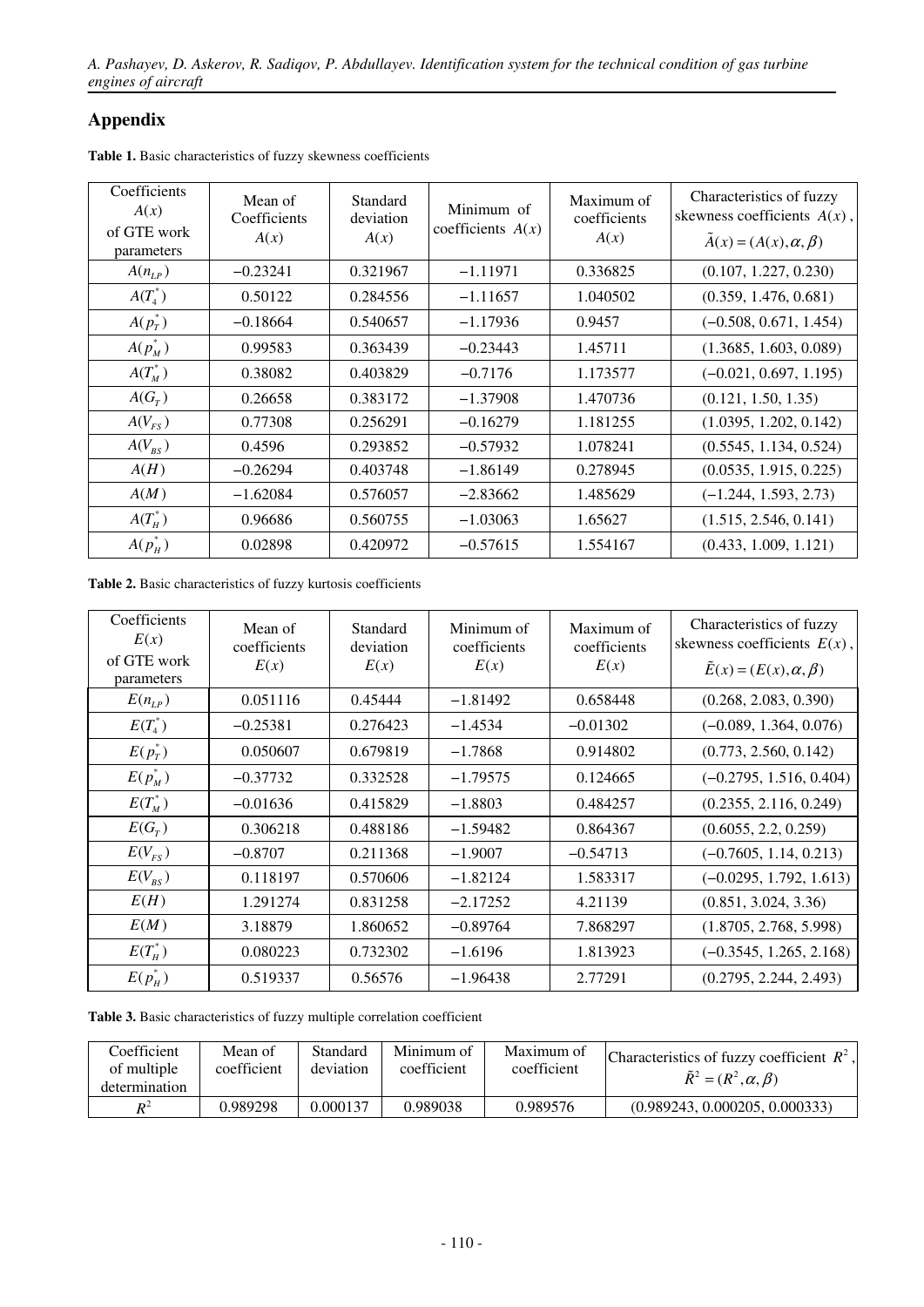## Appendix

**Table 1.** Basic characteristics of fuzzy skewness coefficients

| Coefficients $A(x)$ of GTE work parameters | Mean of Coefficients $A(x)$ | Standard deviation $A(x)$ | Minimum of coefficients $A(x)$ | Maximum of coefficients $A(x)$ | Characteristics of fuzzy skewness coefficients $A(x)$, $\tilde{A}(x)=(A(x),\alpha,\beta)$ |
|---|---|---|---|---|---|
| $A(n_{LP})$ | −0.23241 | 0.321967 | −1.11971 | 0.336825 | (0.107, 1.227, 0.230) |
| $A(T_4^*)$ | 0.50122 | 0.284556 | −1.11657 | 1.040502 | (0.359, 1.476, 0.681) |
| $A(p_T^*)$ | −0.18664 | 0.540657 | −1.17936 | 0.9457 | (−0.508, 0.671, 1.454) |
| $A(p_M^*)$ | 0.99583 | 0.363439 | −0.23443 | 1.45711 | (1.3685, 1.603, 0.089) |
| $A(T_M^*)$ | 0.38082 | 0.403829 | −0.7176 | 1.173577 | (−0.021, 0.697, 1.195) |
| $A(G_T)$ | 0.26658 | 0.383172 | −1.37908 | 1.470736 | (0.121, 1.50, 1.35) |
| $A(V_{FS})$ | 0.77308 | 0.256291 | −0.16279 | 1.181255 | (1.0395, 1.202, 0.142) |
| $A(V_{BS})$ | 0.4596 | 0.293852 | −0.57932 | 1.078241 | (0.5545, 1.134, 0.524) |
| $A(H)$ | −0.26294 | 0.403748 | −1.86149 | 0.278945 | (0.0535, 1.915, 0.225) |
| $A(M)$ | −1.62084 | 0.576057 | −2.83662 | 1.485629 | (−1.244, 1.593, 2.73) |
| $A(T_H^*)$ | 0.96686 | 0.560755 | −1.03063 | 1.65627 | (1.515, 2.546, 0.141) |
| $A(p_H^*)$ | 0.02898 | 0.420972 | −0.57615 | 1.554167 | (0.433, 1.009, 1.121) |

**Table 2.** Basic characteristics of fuzzy kurtosis coefficients

| Coefficients $E(x)$ of GTE work parameters | Mean of coefficients $E(x)$ | Standard deviation $E(x)$ | Minimum of coefficients $E(x)$ | Maximum of coefficients $E(x)$ | Characteristics of fuzzy skewness coefficients $E(x)$, $\tilde{E}(x)=(E(x),\alpha,\beta)$ |
|---|---|---|---|---|---|
| $E(n_{LP})$ | 0.051116 | 0.45444 | −1.81492 | 0.658448 | (0.268, 2.083, 0.390) |
| $E(T_4^*)$ | −0.25381 | 0.276423 | −1.4534 | −0.01302 | (−0.089, 1.364, 0.076) |
| $E(p_T^*)$ | 0.050607 | 0.679819 | −1.7868 | 0.914802 | (0.773, 2.560, 0.142) |
| $E(p_M^*)$ | −0.37732 | 0.332528 | −1.79575 | 0.124665 | (−0.2795, 1.516, 0.404) |
| $E(T_M^*)$ | −0.01636 | 0.415829 | −1.8803 | 0.484257 | (0.2355, 2.116, 0.249) |
| $E(G_T)$ | 0.306218 | 0.488186 | −1.59482 | 0.864367 | (0.6055, 2.2, 0.259) |
| $E(V_{FS})$ | −0.8707 | 0.211368 | −1.9007 | −0.54713 | (−0.7605, 1.14, 0.213) |
| $E(V_{BS})$ | 0.118197 | 0.570606 | −1.82124 | 1.583317 | (−0.0295, 1.792, 1.613) |
| $E(H)$ | 1.291274 | 0.831258 | −2.17252 | 4.21139 | (0.851, 3.024, 3.36) |
| $E(M)$ | 3.18879 | 1.860652 | −0.89764 | 7.868297 | (1.8705, 2.768, 5.998) |
| $E(T_H^*)$ | 0.080223 | 0.732302 | −1.6196 | 1.813923 | (−0.3545, 1.265, 2.168) |
| $E(p_H^*)$ | 0.519337 | 0.56576 | −1.96438 | 2.77291 | (0.2795, 2.244, 2.493) |

**Table 3.** Basic characteristics of fuzzy multiple correlation coefficient

| Coefficient of multiple determination | Mean of coefficient | Standard deviation | Minimum of coefficient | Maximum of coefficient | Characteristics of fuzzy coefficient $R^2$, $\tilde{R}^2=(R^2,\alpha,\beta)$ |
|---|---|---|---|---|---|
| $R^2$ | 0.989298 | 0.000137 | 0.989038 | 0.989576 | (0.989243, 0.000205, 0.000333) |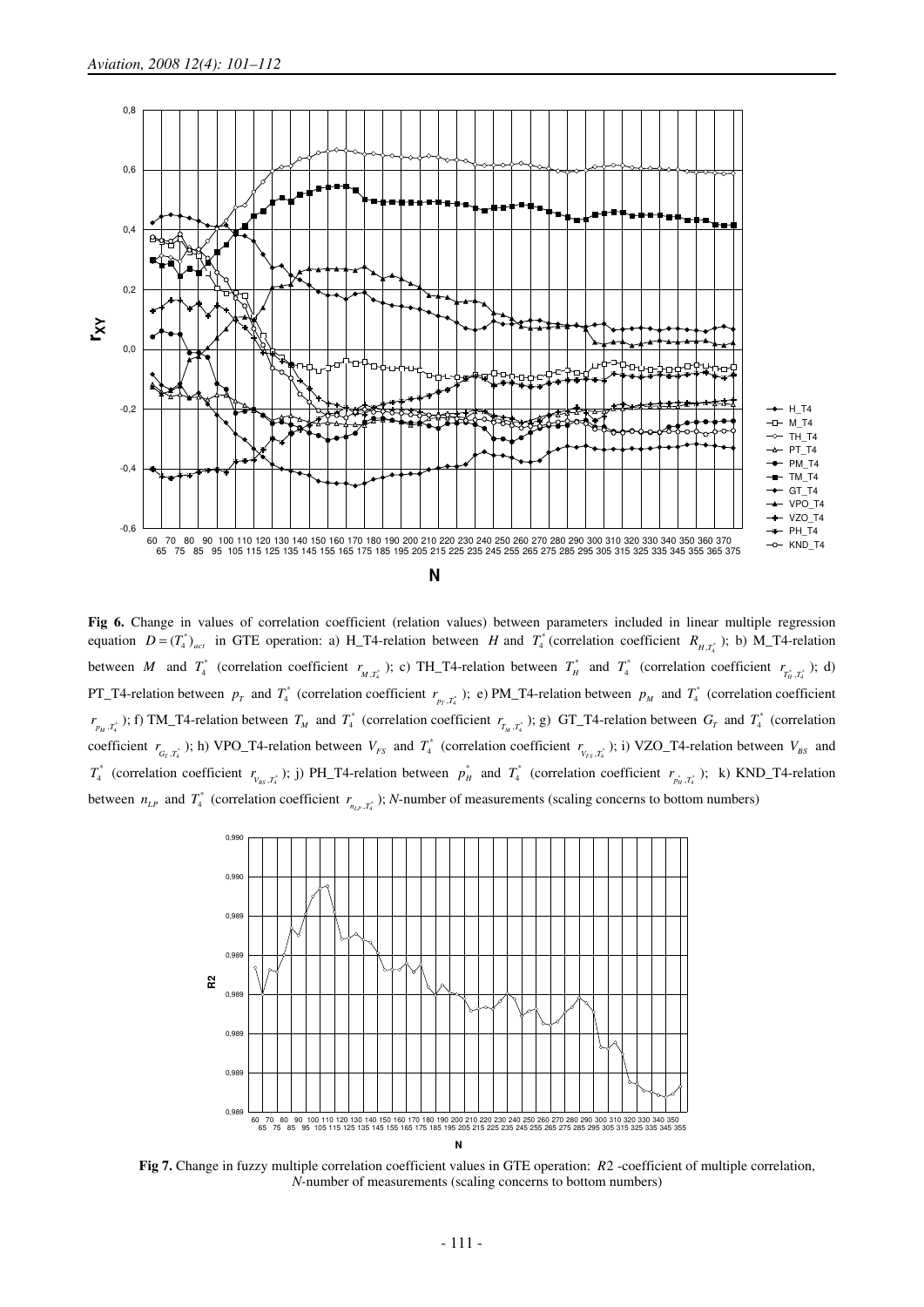**Fig 6.** Change in values of correlation coefficient (relation values) between parameters included in linear multiple regression equation $D = (T_4^*)_{act}$ in GTE operation: a) H_T4-relation between $H$ and $T_4^*$ (correlation coefficient $R_{H,T_4^*}$); b) M_T4-relation between $M$ and $T_4^*$ (correlation coefficient $r_{M,T_4^*}$); c) TH_T4-relation between $T_H^*$ and $T_4^*$ (correlation coefficient $r_{T_H^*,T_4^*}$); d) PT_T4-relation between $p_T$ and $T_4^*$ (correlation coefficient $r_{p_T,T_4^*}$); e) PM_T4-relation between $p_M$ and $T_4^*$ (correlation coefficient $r_{p_M,T_4^*}$); f) TM_T4-relation between $T_M$ and $T_4^*$ (correlation coefficient $r_{T_M,T_4^*}$); g) GT_T4-relation between $G_T$ and $T_4^*$ (correlation coefficient $r_{G_T,T_4^*}$); h) VPO_T4-relation between $V_{FS}$ and $T_4^*$ (correlation coefficient $r_{V_{FS},T_4^*}$); i) VZO_T4-relation between $V_{BS}$ and $T_4^*$ (correlation coefficient $r_{V_{BS},T_4^*}$); j) PH_T4-relation between $p_H^*$ and $T_4^*$ (correlation coefficient $r_{p_H^*,T_4^*}$); k) KND_T4-relation between $n_{LP}$ and $T_4^*$ (correlation coefficient $r_{n_{LP},T_4^*}$); $N$-number of measurements (scaling concerns to bottom numbers)

**Fig 7.** Change in fuzzy multiple correlation coefficient values in GTE operation: $R2$ -coefficient of multiple correlation, $N$-number of measurements (scaling concerns to bottom numbers)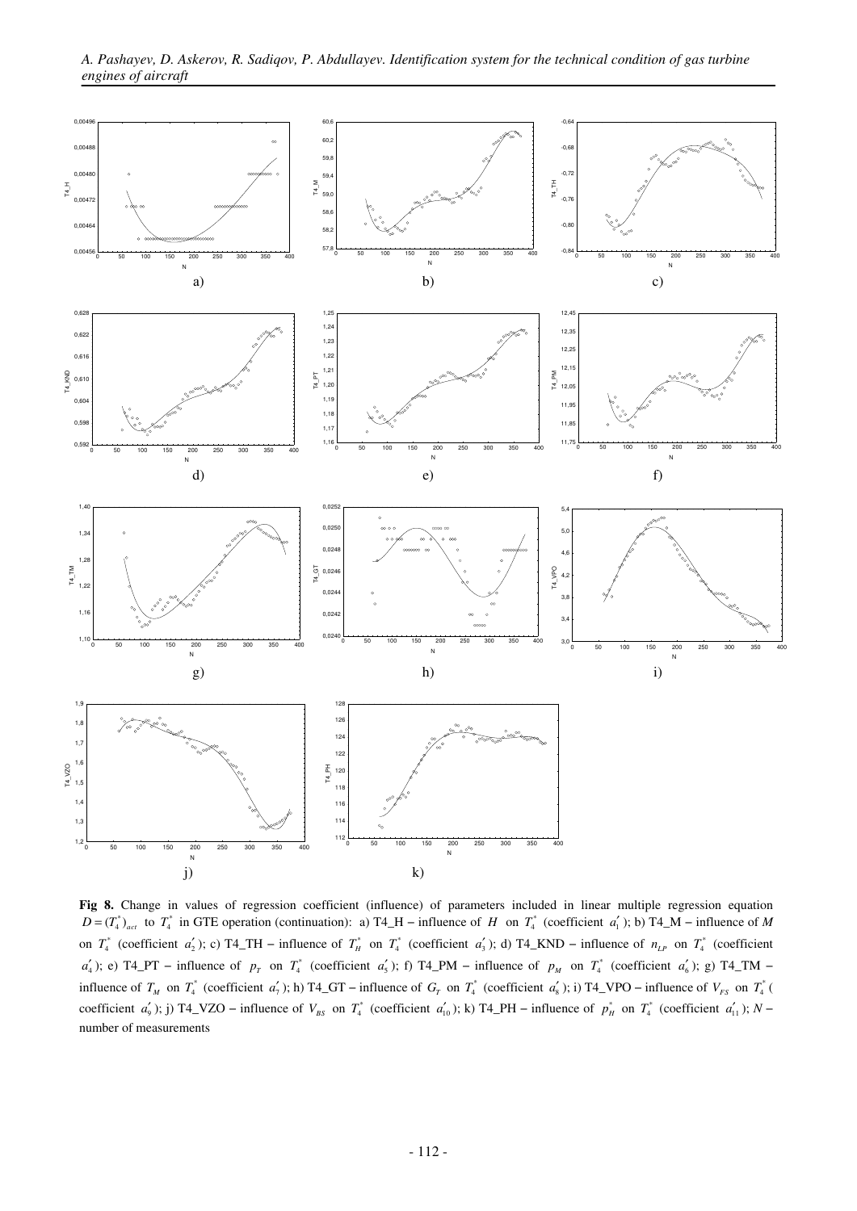a)

b)

c)

d)

e)

f)

g)

h)

i)

j)

k)

**Fig 8.** Change in values of regression coefficient (influence) of parameters included in linear multiple regression equation $D = (T_4^*)_{act}$ to $T_4^*$ in GTE operation (continuation): a) T4_H – influence of $H$ on $T_4^*$ (coefficient $a_1'$); b) T4_M – influence of $M$ on $T_4^*$ (coefficient $a_2'$); c) T4_TH – influence of $T_H^*$ on $T_4^*$ (coefficient $a_3'$); d) T4_KND – influence of $n_{LP}$ on $T_4^*$ (coefficient $a_4'$); e) T4_PT – influence of $p_T$ on $T_4^*$ (coefficient $a_5'$); f) T4_PM – influence of $p_M$ on $T_4^*$ (coefficient $a_6'$); g) T4_TM – influence of $T_M$ on $T_4^*$ (coefficient $a_7'$); h) T4_GT – influence of $G_T$ on $T_4^*$ (coefficient $a_8'$); i) T4_VPO – influence of $V_{FS}$ on $T_4^*$ (coefficient $a_9'$); j) T4_VZO – influence of $V_{BS}$ on $T_4^*$ (coefficient $a_{10}'$); k) T4_PH – influence of $p_H^*$ on $T_4^*$ (coefficient $a_{11}'$); $N$ – number of measurements